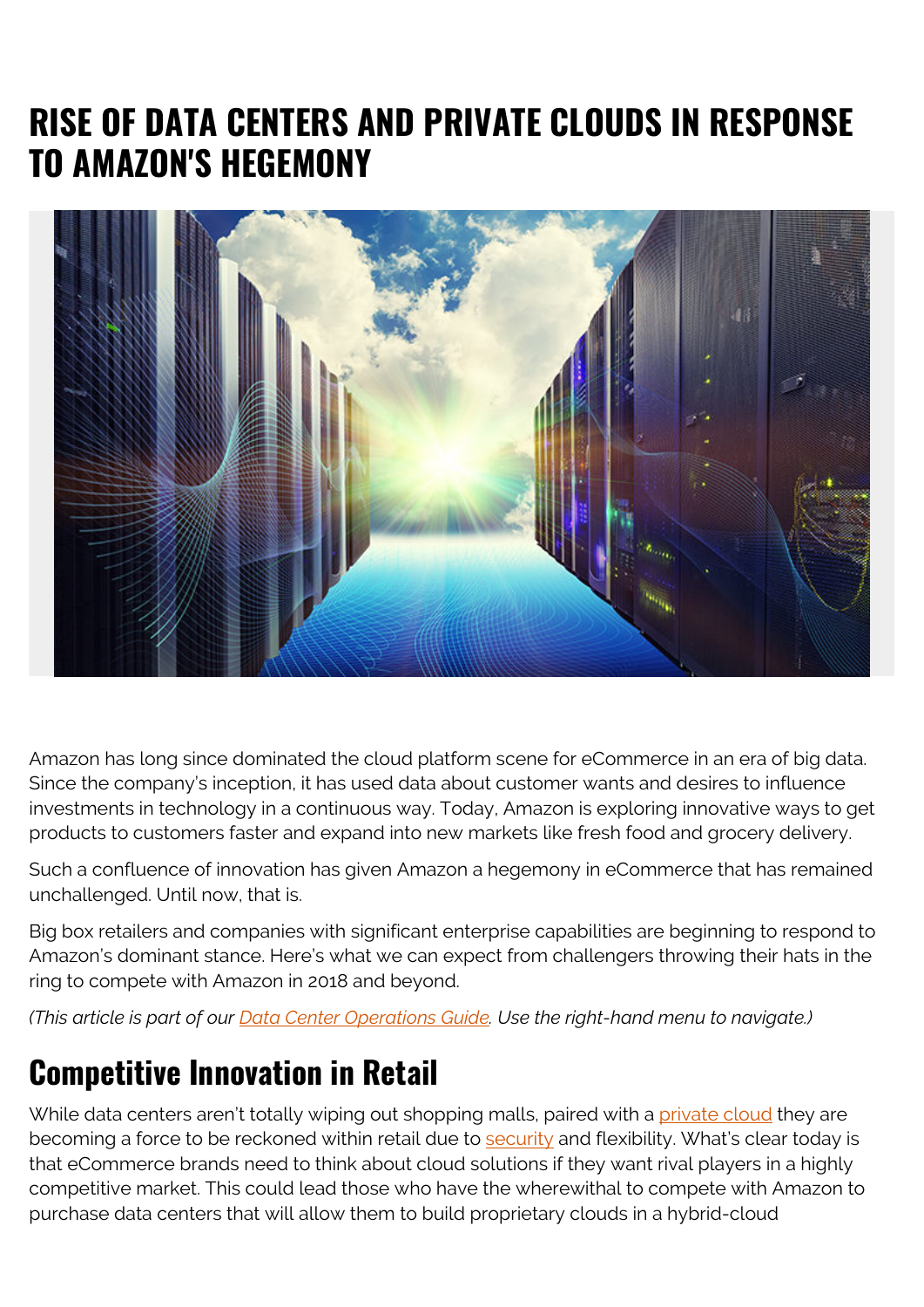# RISE OF DATA CENTERS AND PRIVATE CLOUDS IN RESPONSE TO AMAZON'S HEGEMONY

Amazon has long since dominated the cloud platform scene for eCommerce in an era of big data. Since the company's inception, it has used data about customer wants and desires to influence investments in technology in a continuous way. Today, Amazon is exploring innovative ways to get products to customers faster and expand into new markets like fresh food and grocery delivery.

Such a confluence of innovation has given Amazon a hegemony in eCommerce that has remained unchallenged. Until now, that is.

Big box retailers and companies with significant enterprise capabilities are beginning to respond to Amazon's dominant stance. Here's what we can expect from challengers throwing their hats in the ring to compete with Amazon in 2018 and beyond.

*(This article is part of our Data Center Operations Guide. Use the right-hand menu to navigate.)*

## Competitive Innovation in Retail

While data centers aren't totally wiping out shopping malls, paired with a private cloud they are becoming a force to be reckoned within retail due to security and flexibility. What's clear today is that eCommerce brands need to think about cloud solutions if they want rival players in a highly competitive market. This could lead those who have the wherewithal to compete with Amazon to purchase data centers that will allow them to build proprietary clouds in a hybrid-cloud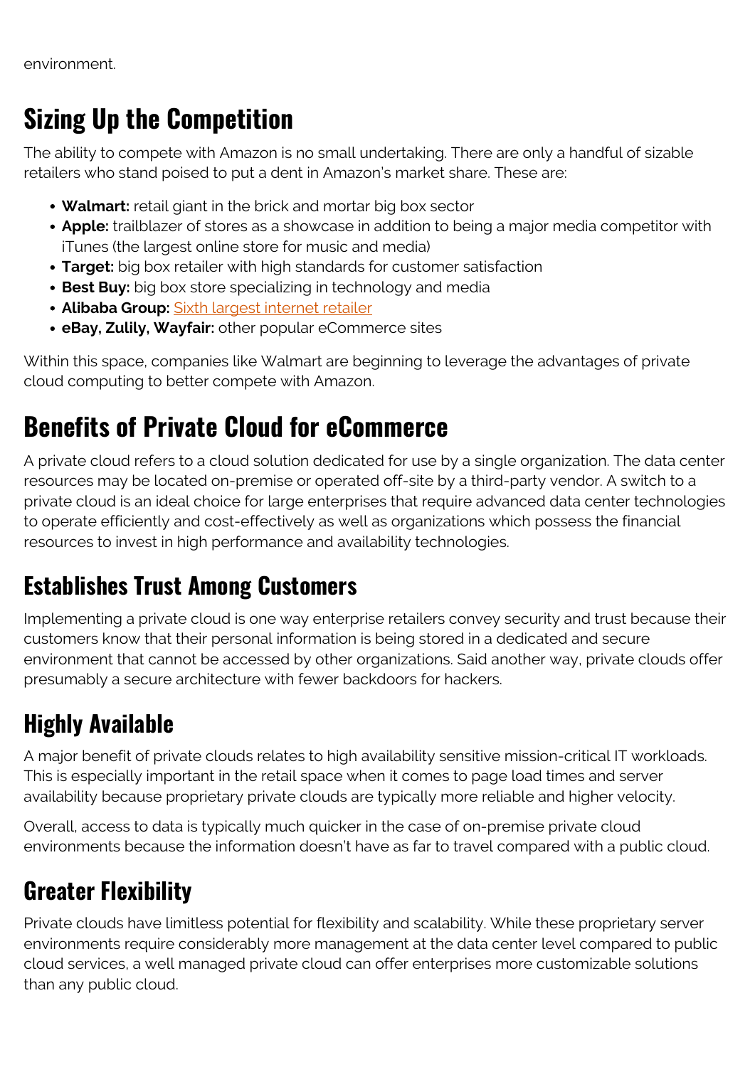environment.

## Sizing Up the Competition

The ability to compete with Amazon is no small undertaking. There are only a handful of sizable retailers who stand poised to put a dent in Amazon's market share. These are:

- **Walmart:** retail giant in the brick and mortar big box sector
- **Apple:** trailblazer of stores as a showcase in addition to being a major media competitor with iTunes (the largest online store for music and media)
- **Target:** big box retailer with high standards for customer satisfaction
- **Best Buy:** big box store specializing in technology and media
- **Alibaba Group:** Sixth largest internet retailer
- **eBay, Zulily, Wayfair:** other popular eCommerce sites

Within this space, companies like Walmart are beginning to leverage the advantages of private cloud computing to better compete with Amazon.

## Benefits of Private Cloud for eCommerce

A private cloud refers to a cloud solution dedicated for use by a single organization. The data center resources may be located on-premise or operated off-site by a third-party vendor. A switch to a private cloud is an ideal choice for large enterprises that require advanced data center technologies to operate efficiently and cost-effectively as well as organizations which possess the financial resources to invest in high performance and availability technologies.

### Establishes Trust Among Customers

Implementing a private cloud is one way enterprise retailers convey security and trust because their customers know that their personal information is being stored in a dedicated and secure environment that cannot be accessed by other organizations. Said another way, private clouds offer presumably a secure architecture with fewer backdoors for hackers.

### Highly Available

A major benefit of private clouds relates to high availability sensitive mission-critical IT workloads. This is especially important in the retail space when it comes to page load times and server availability because proprietary private clouds are typically more reliable and higher velocity.

Overall, access to data is typically much quicker in the case of on-premise private cloud environments because the information doesn't have as far to travel compared with a public cloud.

### Greater Flexibility

Private clouds have limitless potential for flexibility and scalability. While these proprietary server environments require considerably more management at the data center level compared to public cloud services, a well managed private cloud can offer enterprises more customizable solutions than any public cloud.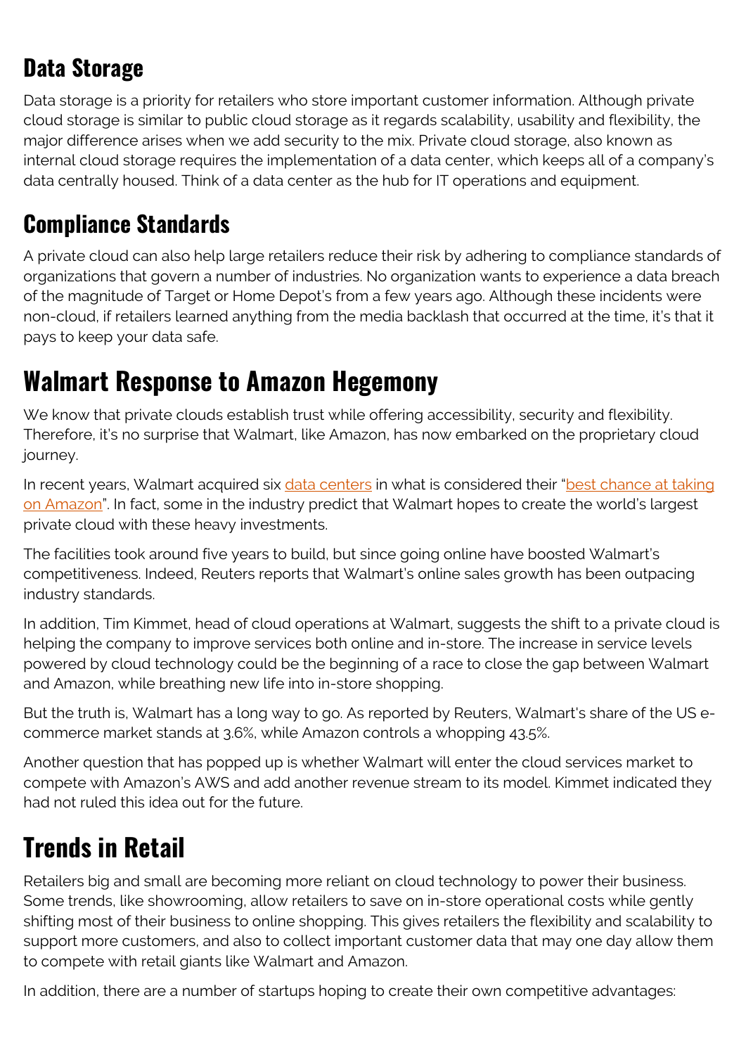### Data Storage

Data storage is a priority for retailers who store important customer information. Although private cloud storage is similar to public cloud storage as it regards scalability, usability and flexibility, the major difference arises when we add security to the mix. Private cloud storage, also known as internal cloud storage requires the implementation of a data center, which keeps all of a company's data centrally housed. Think of a data center as the hub for IT operations and equipment.

### Compliance Standards

A private cloud can also help large retailers reduce their risk by adhering to compliance standards of organizations that govern a number of industries. No organization wants to experience a data breach of the magnitude of Target or Home Depot's from a few years ago. Although these incidents were non-cloud, if retailers learned anything from the media backlash that occurred at the time, it's that it pays to keep your data safe.

## Walmart Response to Amazon Hegemony

We know that private clouds establish trust while offering accessibility, security and flexibility. Therefore, it's no surprise that Walmart, like Amazon, has now embarked on the proprietary cloud journey.

In recent years, Walmart acquired six data centers in what is considered their "best chance at taking on Amazon". In fact, some in the industry predict that Walmart hopes to create the world's largest private cloud with these heavy investments.

The facilities took around five years to build, but since going online have boosted Walmart's competitiveness. Indeed, Reuters reports that Walmart's online sales growth has been outpacing industry standards.

In addition, Tim Kimmet, head of cloud operations at Walmart, suggests the shift to a private cloud is helping the company to improve services both online and in-store. The increase in service levels powered by cloud technology could be the beginning of a race to close the gap between Walmart and Amazon, while breathing new life into in-store shopping.

But the truth is, Walmart has a long way to go. As reported by Reuters, Walmart's share of the US e-commerce market stands at 3.6%, while Amazon controls a whopping 43.5%.

Another question that has popped up is whether Walmart will enter the cloud services market to compete with Amazon's AWS and add another revenue stream to its model. Kimmet indicated they had not ruled this idea out for the future.

## Trends in Retail

Retailers big and small are becoming more reliant on cloud technology to power their business. Some trends, like showrooming, allow retailers to save on in-store operational costs while gently shifting most of their business to online shopping. This gives retailers the flexibility and scalability to support more customers, and also to collect important customer data that may one day allow them to compete with retail giants like Walmart and Amazon.

In addition, there are a number of startups hoping to create their own competitive advantages: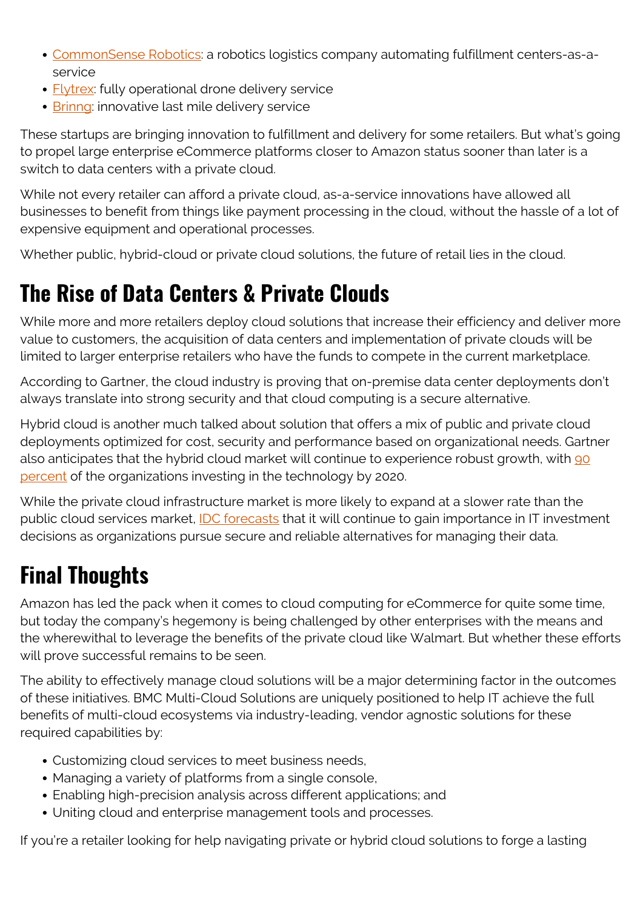- CommonSense Robotics: a robotics logistics company automating fulfillment centers-as-a-service
- Flytrex: fully operational drone delivery service
- Bringg: innovative last mile delivery service

These startups are bringing innovation to fulfillment and delivery for some retailers. But what's going to propel large enterprise eCommerce platforms closer to Amazon status sooner than later is a switch to data centers with a private cloud.

While not every retailer can afford a private cloud, as-a-service innovations have allowed all businesses to benefit from things like payment processing in the cloud, without the hassle of a lot of expensive equipment and operational processes.

Whether public, hybrid-cloud or private cloud solutions, the future of retail lies in the cloud.

## The Rise of Data Centers & Private Clouds

While more and more retailers deploy cloud solutions that increase their efficiency and deliver more value to customers, the acquisition of data centers and implementation of private clouds will be limited to larger enterprise retailers who have the funds to compete in the current marketplace.

According to Gartner, the cloud industry is proving that on-premise data center deployments don't always translate into strong security and that cloud computing is a secure alternative.

Hybrid cloud is another much talked about solution that offers a mix of public and private cloud deployments optimized for cost, security and performance based on organizational needs. Gartner also anticipates that the hybrid cloud market will continue to experience robust growth, with 90 percent of the organizations investing in the technology by 2020.

While the private cloud infrastructure market is more likely to expand at a slower rate than the public cloud services market, IDC forecasts that it will continue to gain importance in IT investment decisions as organizations pursue secure and reliable alternatives for managing their data.

## Final Thoughts

Amazon has led the pack when it comes to cloud computing for eCommerce for quite some time, but today the company's hegemony is being challenged by other enterprises with the means and the wherewithal to leverage the benefits of the private cloud like Walmart. But whether these efforts will prove successful remains to be seen.

The ability to effectively manage cloud solutions will be a major determining factor in the outcomes of these initiatives. BMC Multi-Cloud Solutions are uniquely positioned to help IT achieve the full benefits of multi-cloud ecosystems via industry-leading, vendor agnostic solutions for these required capabilities by:

- Customizing cloud services to meet business needs,
- Managing a variety of platforms from a single console,
- Enabling high-precision analysis across different applications; and
- Uniting cloud and enterprise management tools and processes.

If you're a retailer looking for help navigating private or hybrid cloud solutions to forge a lasting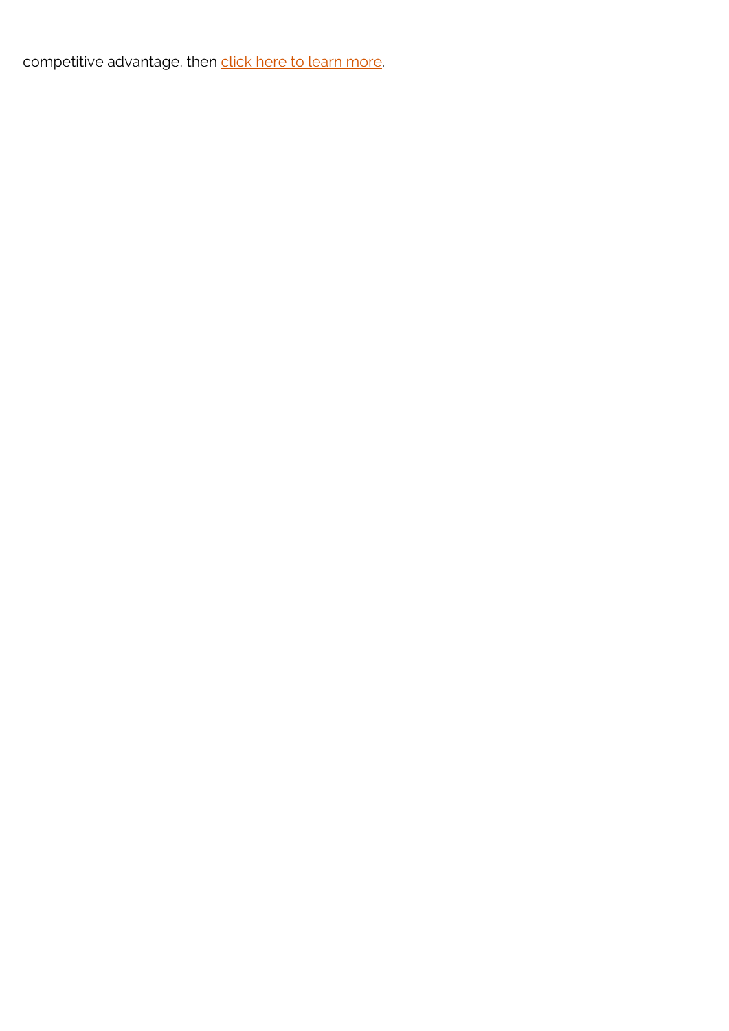competitive advantage, then click here to learn more.